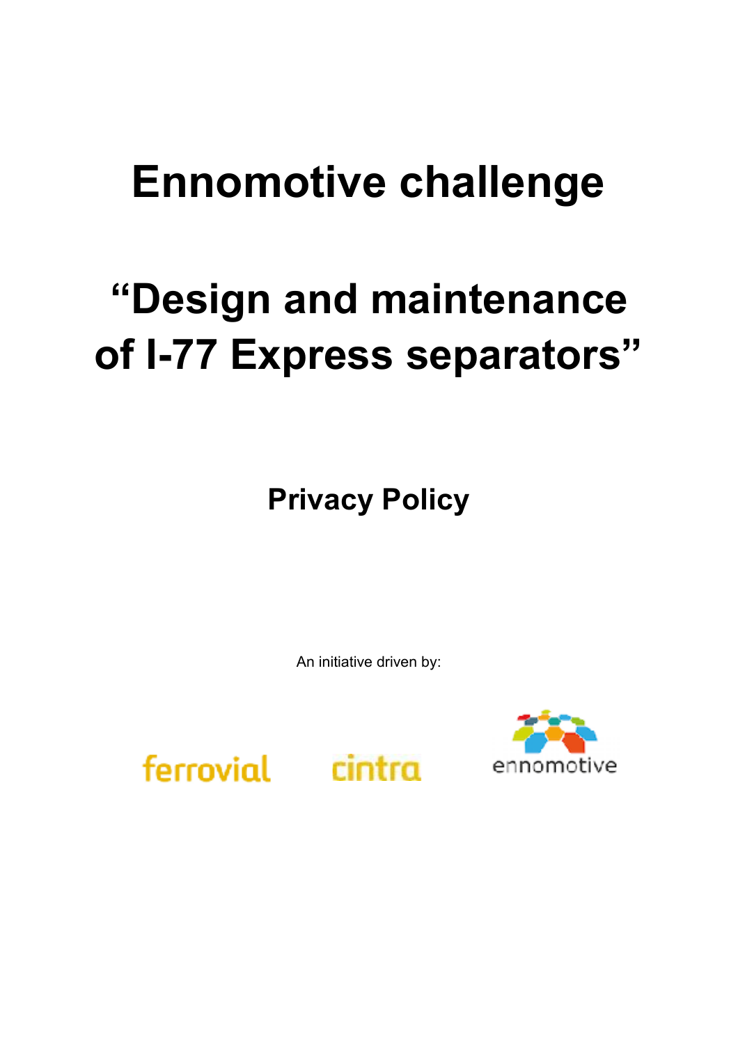# Ennomotive challenge

# "Design and maintenance of I-77 Express separators"

## Privacy Policy

An initiative driven by:

ferrovial cintra ennomotive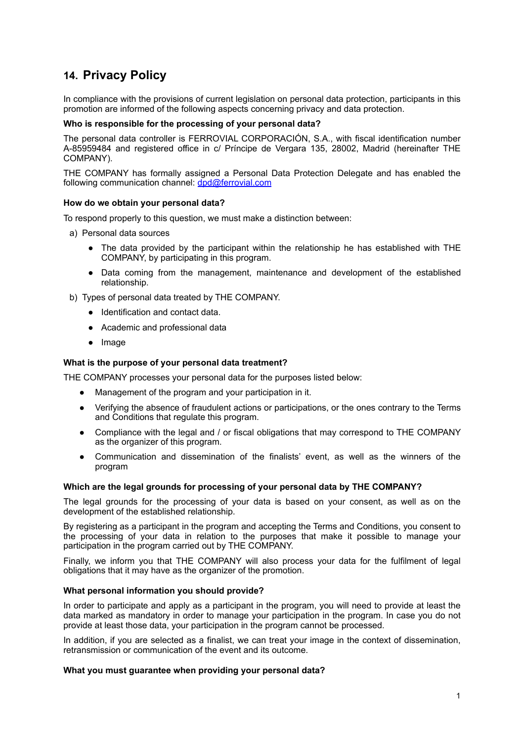## 14. Privacy Policy

In compliance with the provisions of current legislation on personal data protection, participants in this promotion are informed of the following aspects concerning privacy and data protection.

**Who is responsible for the processing of your personal data?**

The personal data controller is FERROVIAL CORPORACIÓN, S.A., with fiscal identification number A-85959484 and registered office in c/ Príncipe de Vergara 135, 28002, Madrid (hereinafter THE COMPANY).

THE COMPANY has formally assigned a Personal Data Protection Delegate and has enabled the following communication channel: dpd@ferrovial.com

**How do we obtain your personal data?**

To respond properly to this question, we must make a distinction between:

a) Personal data sources

- The data provided by the participant within the relationship he has established with THE COMPANY, by participating in this program.
- Data coming from the management, maintenance and development of the established relationship.

b) Types of personal data treated by THE COMPANY.

- Identification and contact data.
- Academic and professional data
- Image

**What is the purpose of your personal data treatment?**

THE COMPANY processes your personal data for the purposes listed below:

- Management of the program and your participation in it.
- Verifying the absence of fraudulent actions or participations, or the ones contrary to the Terms and Conditions that regulate this program.
- Compliance with the legal and / or fiscal obligations that may correspond to THE COMPANY as the organizer of this program.
- Communication and dissemination of the finalists' event, as well as the winners of the program

**Which are the legal grounds for processing of your personal data by THE COMPANY?**

The legal grounds for the processing of your data is based on your consent, as well as on the development of the established relationship.

By registering as a participant in the program and accepting the Terms and Conditions, you consent to the processing of your data in relation to the purposes that make it possible to manage your participation in the program carried out by THE COMPANY.

Finally, we inform you that THE COMPANY will also process your data for the fulfilment of legal obligations that it may have as the organizer of the promotion.

**What personal information you should provide?**

In order to participate and apply as a participant in the program, you will need to provide at least the data marked as mandatory in order to manage your participation in the program. In case you do not provide at least those data, your participation in the program cannot be processed.

In addition, if you are selected as a finalist, we can treat your image in the context of dissemination, retransmission or communication of the event and its outcome.

**What you must guarantee when providing your personal data?**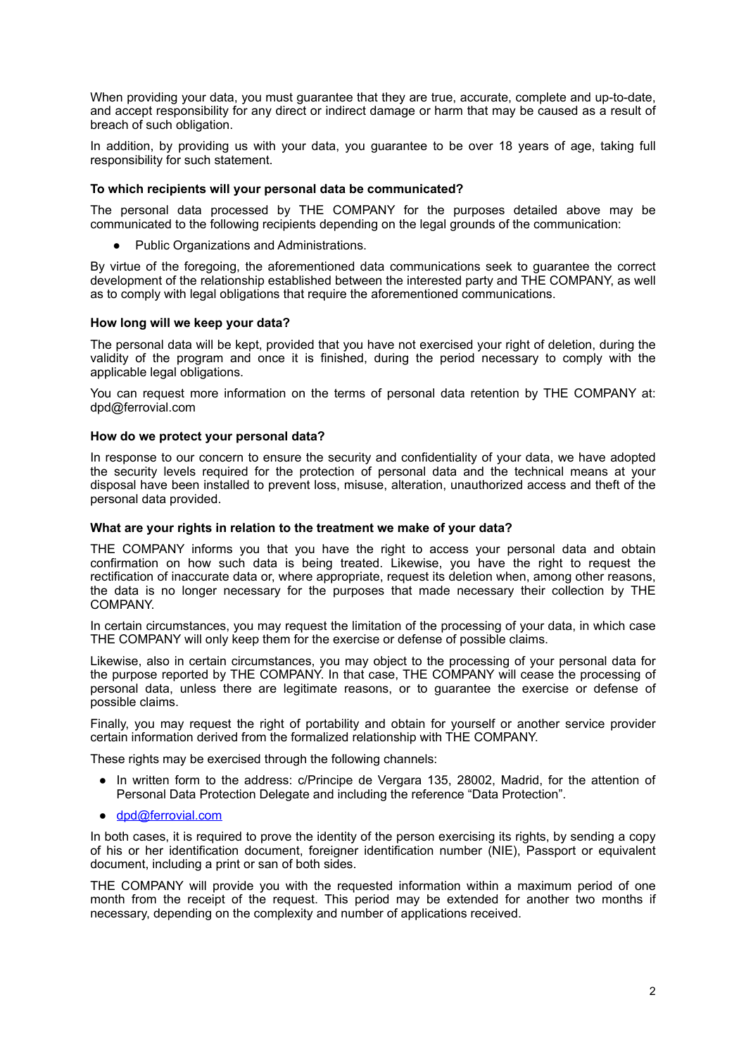When providing your data, you must guarantee that they are true, accurate, complete and up-to-date, and accept responsibility for any direct or indirect damage or harm that may be caused as a result of breach of such obligation.

In addition, by providing us with your data, you guarantee to be over 18 years of age, taking full responsibility for such statement.

**To which recipients will your personal data be communicated?**

The personal data processed by THE COMPANY for the purposes detailed above may be communicated to the following recipients depending on the legal grounds of the communication:

- Public Organizations and Administrations.

By virtue of the foregoing, the aforementioned data communications seek to guarantee the correct development of the relationship established between the interested party and THE COMPANY, as well as to comply with legal obligations that require the aforementioned communications.

**How long will we keep your data?**

The personal data will be kept, provided that you have not exercised your right of deletion, during the validity of the program and once it is finished, during the period necessary to comply with the applicable legal obligations.

You can request more information on the terms of personal data retention by THE COMPANY at: dpd@ferrovial.com

**How do we protect your personal data?**

In response to our concern to ensure the security and confidentiality of your data, we have adopted the security levels required for the protection of personal data and the technical means at your disposal have been installed to prevent loss, misuse, alteration, unauthorized access and theft of the personal data provided.

**What are your rights in relation to the treatment we make of your data?**

THE COMPANY informs you that you have the right to access your personal data and obtain confirmation on how such data is being treated. Likewise, you have the right to request the rectification of inaccurate data or, where appropriate, request its deletion when, among other reasons, the data is no longer necessary for the purposes that made necessary their collection by THE COMPANY.

In certain circumstances, you may request the limitation of the processing of your data, in which case THE COMPANY will only keep them for the exercise or defense of possible claims.

Likewise, also in certain circumstances, you may object to the processing of your personal data for the purpose reported by THE COMPANY. In that case, THE COMPANY will cease the processing of personal data, unless there are legitimate reasons, or to guarantee the exercise or defense of possible claims.

Finally, you may request the right of portability and obtain for yourself or another service provider certain information derived from the formalized relationship with THE COMPANY.

These rights may be exercised through the following channels:

- In written form to the address: c/Principe de Vergara 135, 28002, Madrid, for the attention of Personal Data Protection Delegate and including the reference "Data Protection".
- dpd@ferrovial.com

In both cases, it is required to prove the identity of the person exercising its rights, by sending a copy of his or her identification document, foreigner identification number (NIE), Passport or equivalent document, including a print or san of both sides.

THE COMPANY will provide you with the requested information within a maximum period of one month from the receipt of the request. This period may be extended for another two months if necessary, depending on the complexity and number of applications received.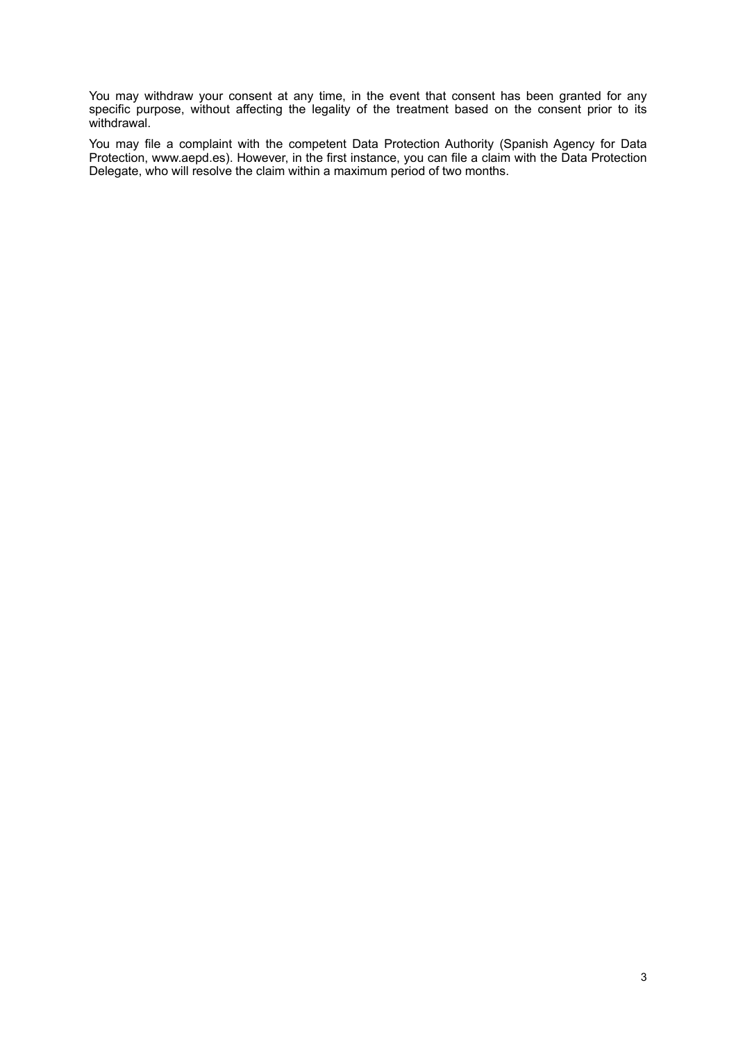You may withdraw your consent at any time, in the event that consent has been granted for any specific purpose, without affecting the legality of the treatment based on the consent prior to its withdrawal.

You may file a complaint with the competent Data Protection Authority (Spanish Agency for Data Protection, www.aepd.es). However, in the first instance, you can file a claim with the Data Protection Delegate, who will resolve the claim within a maximum period of two months.